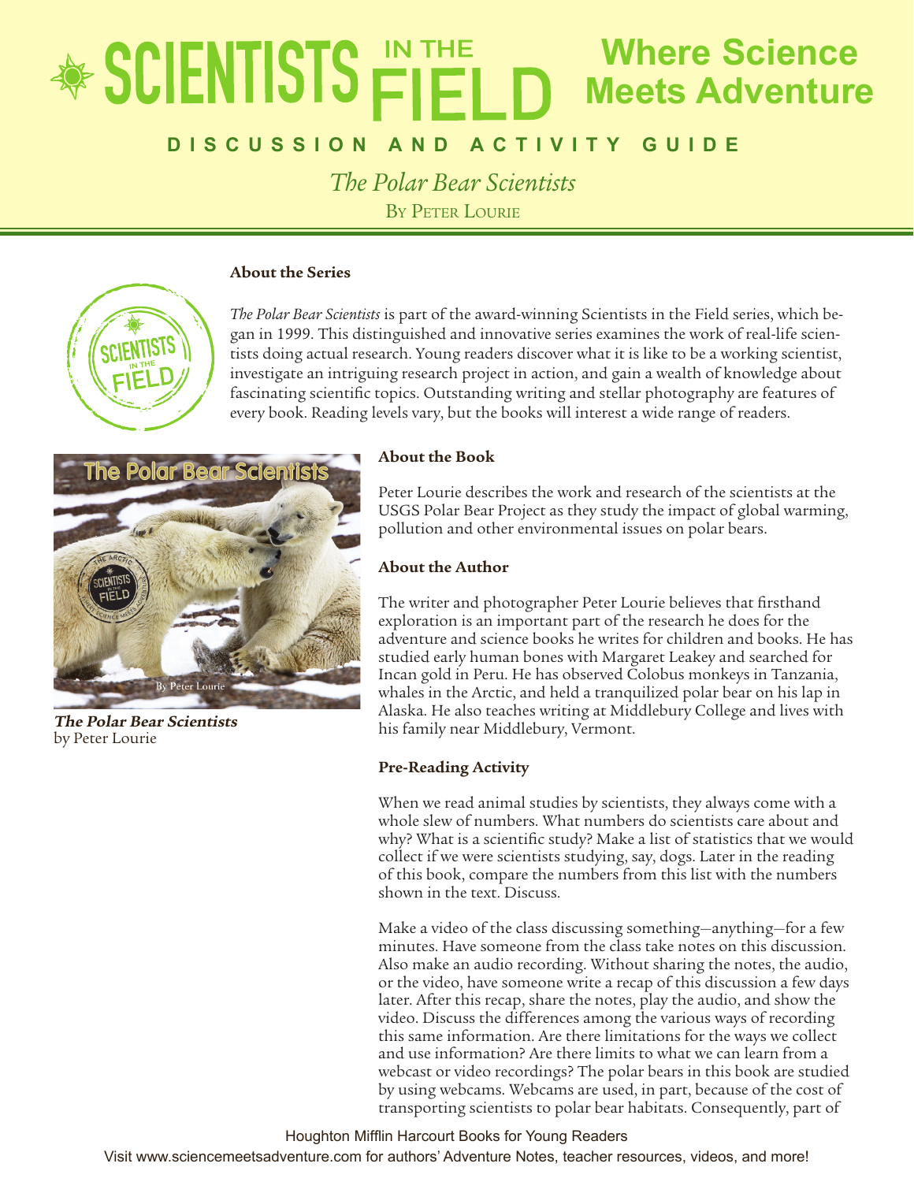# SCIENTISTS IN THE FIELD — Where Science Meets Adventure

## DISCUSSION AND ACTIVITY GUIDE

*The Polar Bear Scientists*

By Peter Lourie

### About the Series

*The Polar Bear Scientists* is part of the award-winning Scientists in the Field series, which began in 1999. This distinguished and innovative series examines the work of real-life scientists doing actual research. Young readers discover what it is like to be a working scientist, investigate an intriguing research project in action, and gain a wealth of knowledge about fascinating scientific topics. Outstanding writing and stellar photography are features of every book. Reading levels vary, but the books will interest a wide range of readers.

***The Polar Bear Scientists***
by Peter Lourie

### About the Book

Peter Lourie describes the work and research of the scientists at the USGS Polar Bear Project as they study the impact of global warming, pollution and other environmental issues on polar bears.

### About the Author

The writer and photographer Peter Lourie believes that firsthand exploration is an important part of the research he does for the adventure and science books he writes for children and books. He has studied early human bones with Margaret Leakey and searched for Incan gold in Peru. He has observed Colobus monkeys in Tanzania, whales in the Arctic, and held a tranquilized polar bear on his lap in Alaska. He also teaches writing at Middlebury College and lives with his family near Middlebury, Vermont.

### Pre-Reading Activity

When we read animal studies by scientists, they always come with a whole slew of numbers. What numbers do scientists care about and why? What is a scientific study? Make a list of statistics that we would collect if we were scientists studying, say, dogs. Later in the reading of this book, compare the numbers from this list with the numbers shown in the text. Discuss.

Make a video of the class discussing something—anything—for a few minutes. Have someone from the class take notes on this discussion. Also make an audio recording. Without sharing the notes, the audio, or the video, have someone write a recap of this discussion a few days later. After this recap, share the notes, play the audio, and show the video. Discuss the differences among the various ways of recording this same information. Are there limitations for the ways we collect and use information? Are there limits to what we can learn from a webcast or video recordings? The polar bears in this book are studied by using webcams. Webcams are used, in part, because of the cost of transporting scientists to polar bear habitats. Consequently, part of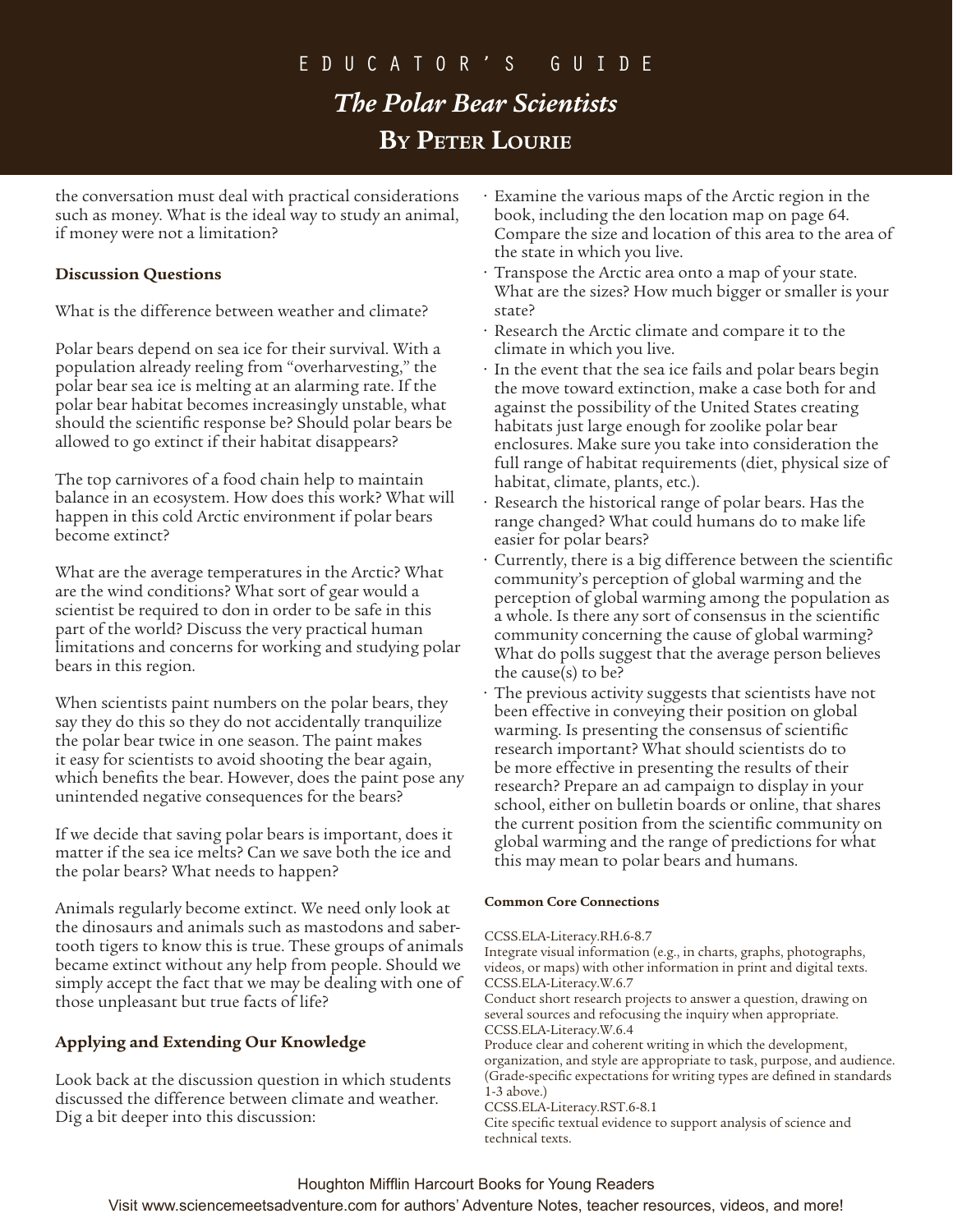the conversation must deal with practical considerations such as money. What is the ideal way to study an animal, if money were not a limitation?

### Discussion Questions

What is the difference between weather and climate?

Polar bears depend on sea ice for their survival. With a population already reeling from "overharvesting," the polar bear sea ice is melting at an alarming rate. If the polar bear habitat becomes increasingly unstable, what should the scientific response be? Should polar bears be allowed to go extinct if their habitat disappears?

The top carnivores of a food chain help to maintain balance in an ecosystem. How does this work? What will happen in this cold Arctic environment if polar bears become extinct?

What are the average temperatures in the Arctic? What are the wind conditions? What sort of gear would a scientist be required to don in order to be safe in this part of the world? Discuss the very practical human limitations and concerns for working and studying polar bears in this region.

When scientists paint numbers on the polar bears, they say they do this so they do not accidentally tranquilize the polar bear twice in one season. The paint makes it easy for scientists to avoid shooting the bear again, which benefits the bear. However, does the paint pose any unintended negative consequences for the bears?

If we decide that saving polar bears is important, does it matter if the sea ice melts? Can we save both the ice and the polar bears? What needs to happen?

Animals regularly become extinct. We need only look at the dinosaurs and animals such as mastodons and saber-tooth tigers to know this is true. These groups of animals became extinct without any help from people. Should we simply accept the fact that we may be dealing with one of those unpleasant but true facts of life?

### Applying and Extending Our Knowledge

Look back at the discussion question in which students discussed the difference between climate and weather. Dig a bit deeper into this discussion:

- Examine the various maps of the Arctic region in the book, including the den location map on page 64. Compare the size and location of this area to the area of the state in which you live.
- Transpose the Arctic area onto a map of your state. What are the sizes? How much bigger or smaller is your state?
- Research the Arctic climate and compare it to the climate in which you live.
- In the event that the sea ice fails and polar bears begin the move toward extinction, make a case both for and against the possibility of the United States creating habitats just large enough for zoolike polar bear enclosures. Make sure you take into consideration the full range of habitat requirements (diet, physical size of habitat, climate, plants, etc.).
- Research the historical range of polar bears. Has the range changed? What could humans do to make life easier for polar bears?
- Currently, there is a big difference between the scientific community's perception of global warming and the perception of global warming among the population as a whole. Is there any sort of consensus in the scientific community concerning the cause of global warming? What do polls suggest that the average person believes the cause(s) to be?
- The previous activity suggests that scientists have not been effective in conveying their position on global warming. Is presenting the consensus of scientific research important? What should scientists do to be more effective in presenting the results of their research? Prepare an ad campaign to display in your school, either on bulletin boards or online, that shares the current position from the scientific community on global warming and the range of predictions for what this may mean to polar bears and humans.

#### Common Core Connections

CCSS.ELA-Literacy.RH.6-8.7
Integrate visual information (e.g., in charts, graphs, photographs, videos, or maps) with other information in print and digital texts.
CCSS.ELA-Literacy.W.6.7
Conduct short research projects to answer a question, drawing on several sources and refocusing the inquiry when appropriate.
CCSS.ELA-Literacy.W.6.4
Produce clear and coherent writing in which the development, organization, and style are appropriate to task, purpose, and audience. (Grade-specific expectations for writing types are defined in standards 1-3 above.)
CCSS.ELA-Literacy.RST.6-8.1
Cite specific textual evidence to support analysis of science and technical texts.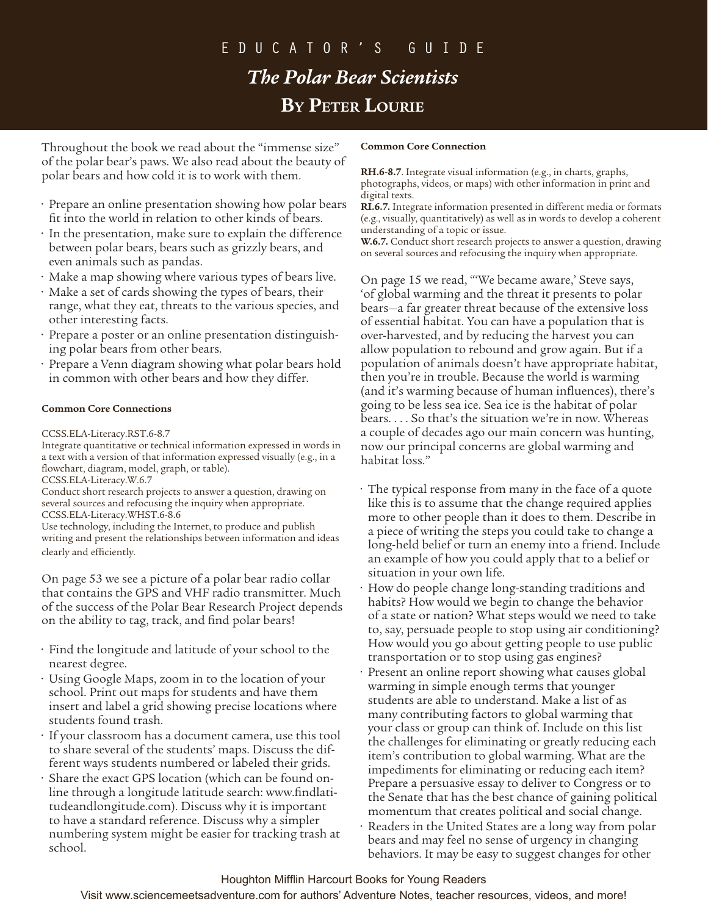# EDUCATOR'S GUIDE

## *The Polar Bear Scientists*

## By Peter Lourie

Throughout the book we read about the "immense size" of the polar bear's paws. We also read about the beauty of polar bears and how cold it is to work with them.

- Prepare an online presentation showing how polar bears fit into the world in relation to other kinds of bears.
- In the presentation, make sure to explain the difference between polar bears, bears such as grizzly bears, and even animals such as pandas.
- Make a map showing where various types of bears live.
- Make a set of cards showing the types of bears, their range, what they eat, threats to the various species, and other interesting facts.
- Prepare a poster or an online presentation distinguishing polar bears from other bears.
- Prepare a Venn diagram showing what polar bears hold in common with other bears and how they differ.

#### Common Core Connections

CCSS.ELA-Literacy.RST.6-8.7
Integrate quantitative or technical information expressed in words in a text with a version of that information expressed visually (e.g., in a flowchart, diagram, model, graph, or table).
CCSS.ELA-Literacy.W.6.7
Conduct short research projects to answer a question, drawing on several sources and refocusing the inquiry when appropriate.
CCSS.ELA-Literacy.WHST.6-8.6
Use technology, including the Internet, to produce and publish writing and present the relationships between information and ideas clearly and efficiently.

On page 53 we see a picture of a polar bear radio collar that contains the GPS and VHF radio transmitter. Much of the success of the Polar Bear Research Project depends on the ability to tag, track, and find polar bears!

- Find the longitude and latitude of your school to the nearest degree.
- Using Google Maps, zoom in to the location of your school. Print out maps for students and have them insert and label a grid showing precise locations where students found trash.
- If your classroom has a document camera, use this tool to share several of the students' maps. Discuss the different ways students numbered or labeled their grids.
- Share the exact GPS location (which can be found online through a longitude latitude search: www.findlatitudeandlongitude.com). Discuss why it is important to have a standard reference. Discuss why a simpler numbering system might be easier for tracking trash at school.

#### Common Core Connection

**RH.6-8.7**. Integrate visual information (e.g., in charts, graphs, photographs, videos, or maps) with other information in print and digital texts.
**RI.6.7.** Integrate information presented in different media or formats (e.g., visually, quantitatively) as well as in words to develop a coherent understanding of a topic or issue.
**W.6.7.** Conduct short research projects to answer a question, drawing on several sources and refocusing the inquiry when appropriate.

On page 15 we read, "'We became aware,' Steve says, 'of global warming and the threat it presents to polar bears—a far greater threat because of the extensive loss of essential habitat. You can have a population that is over-harvested, and by reducing the harvest you can allow population to rebound and grow again. But if a population of animals doesn't have appropriate habitat, then you're in trouble. Because the world is warming (and it's warming because of human influences), there's going to be less sea ice. Sea ice is the habitat of polar bears. . . . So that's the situation we're in now. Whereas a couple of decades ago our main concern was hunting, now our principal concerns are global warming and habitat loss."

- The typical response from many in the face of a quote like this is to assume that the change required applies more to other people than it does to them. Describe in a piece of writing the steps you could take to change a long-held belief or turn an enemy into a friend. Include an example of how you could apply that to a belief or situation in your own life.
- How do people change long-standing traditions and habits? How would we begin to change the behavior of a state or nation? What steps would we need to take to, say, persuade people to stop using air conditioning? How would you go about getting people to use public transportation or to stop using gas engines?
- Present an online report showing what causes global warming in simple enough terms that younger students are able to understand. Make a list of as many contributing factors to global warming that your class or group can think of. Include on this list the challenges for eliminating or greatly reducing each item's contribution to global warming. What are the impediments for eliminating or reducing each item? Prepare a persuasive essay to deliver to Congress or to the Senate that has the best chance of gaining political momentum that creates political and social change.
- Readers in the United States are a long way from polar bears and may feel no sense of urgency in changing behaviors. It may be easy to suggest changes for other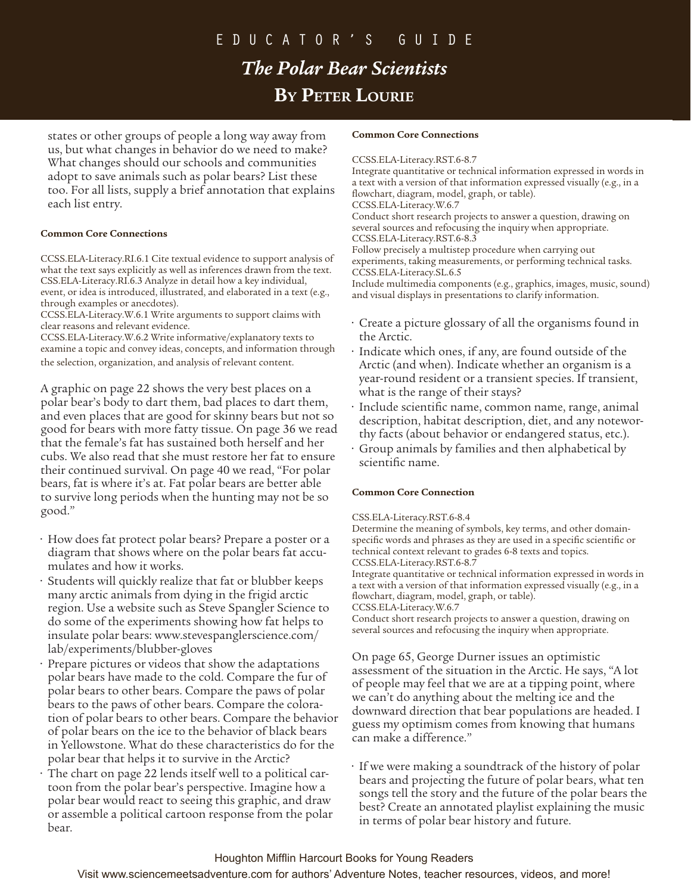states or other groups of people a long way away from us, but what changes in behavior do we need to make? What changes should our schools and communities adopt to save animals such as polar bears? List these too. For all lists, supply a brief annotation that explains each list entry.

#### Common Core Connections

CCSS.ELA-Literacy.RI.6.1 Cite textual evidence to support analysis of what the text says explicitly as well as inferences drawn from the text.
CSS.ELA-Literacy.RI.6.3 Analyze in detail how a key individual, event, or idea is introduced, illustrated, and elaborated in a text (e.g., through examples or anecdotes).
CCSS.ELA-Literacy.W.6.1 Write arguments to support claims with clear reasons and relevant evidence.
CCSS.ELA-Literacy.W.6.2 Write informative/explanatory texts to examine a topic and convey ideas, concepts, and information through the selection, organization, and analysis of relevant content.

A graphic on page 22 shows the very best places on a polar bear's body to dart them, bad places to dart them, and even places that are good for skinny bears but not so good for bears with more fatty tissue. On page 36 we read that the female's fat has sustained both herself and her cubs. We also read that she must restore her fat to ensure their continued survival. On page 40 we read, "For polar bears, fat is where it's at. Fat polar bears are better able to survive long periods when the hunting may not be so good."

- How does fat protect polar bears? Prepare a poster or a diagram that shows where on the polar bears fat accumulates and how it works.
- Students will quickly realize that fat or blubber keeps many arctic animals from dying in the frigid arctic region. Use a website such as Steve Spangler Science to do some of the experiments showing how fat helps to insulate polar bears: www.stevespanglerscience.com/lab/experiments/blubber-gloves
- Prepare pictures or videos that show the adaptations polar bears have made to the cold. Compare the fur of polar bears to other bears. Compare the paws of polar bears to the paws of other bears. Compare the coloration of polar bears to other bears. Compare the behavior of polar bears on the ice to the behavior of black bears in Yellowstone. What do these characteristics do for the polar bear that helps it to survive in the Arctic?
- The chart on page 22 lends itself well to a political cartoon from the polar bear's perspective. Imagine how a polar bear would react to seeing this graphic, and draw or assemble a political cartoon response from the polar bear.

#### Common Core Connections

CCSS.ELA-Literacy.RST.6-8.7
Integrate quantitative or technical information expressed in words in a text with a version of that information expressed visually (e.g., in a flowchart, diagram, model, graph, or table).
CCSS.ELA-Literacy.W.6.7
Conduct short research projects to answer a question, drawing on several sources and refocusing the inquiry when appropriate.
CCSS.ELA-Literacy.RST.6-8.3
Follow precisely a multistep procedure when carrying out experiments, taking measurements, or performing technical tasks.
CCSS.ELA-Literacy.SL.6.5
Include multimedia components (e.g., graphics, images, music, sound) and visual displays in presentations to clarify information.

- Create a picture glossary of all the organisms found in the Arctic.
- Indicate which ones, if any, are found outside of the Arctic (and when). Indicate whether an organism is a year-round resident or a transient species. If transient, what is the range of their stays?
- Include scientific name, common name, range, animal description, habitat description, diet, and any noteworthy facts (about behavior or endangered status, etc.).
- Group animals by families and then alphabetical by scientific name.

#### Common Core Connection

CSS.ELA-Literacy.RST.6-8.4
Determine the meaning of symbols, key terms, and other domain-specific words and phrases as they are used in a specific scientific or technical context relevant to grades 6-8 texts and topics.
CCSS.ELA-Literacy.RST.6-8.7
Integrate quantitative or technical information expressed in words in a text with a version of that information expressed visually (e.g., in a flowchart, diagram, model, graph, or table).
CCSS.ELA-Literacy.W.6.7
Conduct short research projects to answer a question, drawing on several sources and refocusing the inquiry when appropriate.

On page 65, George Durner issues an optimistic assessment of the situation in the Arctic. He says, "A lot of people may feel that we are at a tipping point, where we can't do anything about the melting ice and the downward direction that bear populations are headed. I guess my optimism comes from knowing that humans can make a difference."

- If we were making a soundtrack of the history of polar bears and projecting the future of polar bears, what ten songs tell the story and the future of the polar bears the best? Create an annotated playlist explaining the music in terms of polar bear history and future.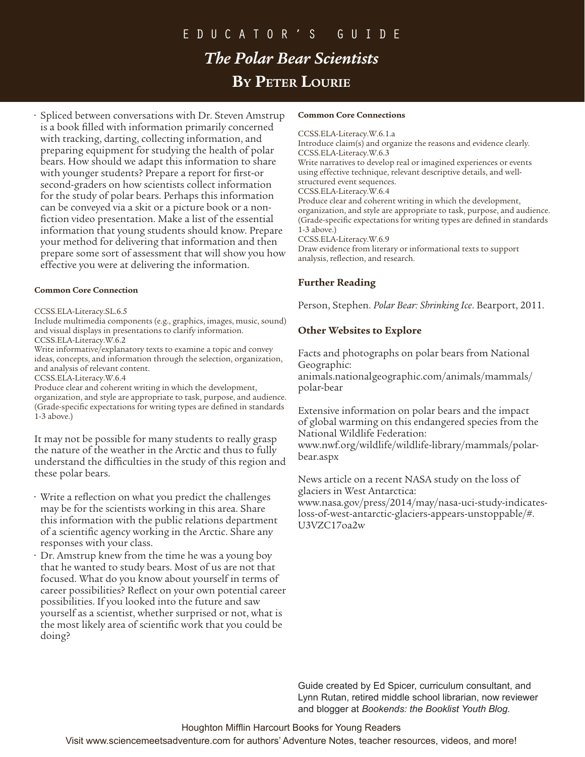# EDUCATOR'S GUIDE

## *The Polar Bear Scientists*

## By Peter Lourie

- Spliced between conversations with Dr. Steven Amstrup is a book filled with information primarily concerned with tracking, darting, collecting information, and preparing equipment for studying the health of polar bears. How should we adapt this information to share with younger students? Prepare a report for first-or second-graders on how scientists collect information for the study of polar bears. Perhaps this information can be conveyed via a skit or a picture book or a non-fiction video presentation. Make a list of the essential information that young students should know. Prepare your method for delivering that information and then prepare some sort of assessment that will show you how effective you were at delivering the information.

#### Common Core Connection

CCSS.ELA-Literacy.SL.6.5
Include multimedia components (e.g., graphics, images, music, sound) and visual displays in presentations to clarify information.
CCSS.ELA-Literacy.W.6.2
Write informative/explanatory texts to examine a topic and convey ideas, concepts, and information through the selection, organization, and analysis of relevant content.
CCSS.ELA-Literacy.W.6.4
Produce clear and coherent writing in which the development, organization, and style are appropriate to task, purpose, and audience. (Grade-specific expectations for writing types are defined in standards 1-3 above.)

It may not be possible for many students to really grasp the nature of the weather in the Arctic and thus to fully understand the difficulties in the study of this region and these polar bears.

- Write a reflection on what you predict the challenges may be for the scientists working in this area. Share this information with the public relations department of a scientific agency working in the Arctic. Share any responses with your class.
- Dr. Amstrup knew from the time he was a young boy that he wanted to study bears. Most of us are not that focused. What do you know about yourself in terms of career possibilities? Reflect on your own potential career possibilities. If you looked into the future and saw yourself as a scientist, whether surprised or not, what is the most likely area of scientific work that you could be doing?

#### Common Core Connections

CCSS.ELA-Literacy.W.6.1.a
Introduce claim(s) and organize the reasons and evidence clearly.
CCSS.ELA-Literacy.W.6.3
Write narratives to develop real or imagined experiences or events using effective technique, relevant descriptive details, and well-structured event sequences.
CCSS.ELA-Literacy.W.6.4
Produce clear and coherent writing in which the development, organization, and style are appropriate to task, purpose, and audience. (Grade-specific expectations for writing types are defined in standards 1-3 above.)
CCSS.ELA-Literacy.W.6.9
Draw evidence from literary or informational texts to support analysis, reflection, and research.

### Further Reading

Person, Stephen. *Polar Bear: Shrinking Ice*. Bearport, 2011.

### Other Websites to Explore

Facts and photographs on polar bears from National Geographic:
animals.nationalgeographic.com/animals/mammals/polar-bear

Extensive information on polar bears and the impact of global warming on this endangered species from the National Wildlife Federation:
www.nwf.org/wildlife/wildlife-library/mammals/polar-bear.aspx

News article on a recent NASA study on the loss of glaciers in West Antarctica:
www.nasa.gov/press/2014/may/nasa-uci-study-indicates-loss-of-west-antarctic-glaciers-appears-unstoppable/#.U3VZC17oa2w

Guide created by Ed Spicer, curriculum consultant, and Lynn Rutan, retired middle school librarian, now reviewer and blogger at *Bookends: the Booklist Youth Blog.*

Houghton Mifflin Harcourt Books for Young Readers
Visit www.sciencemeetsadventure.com for authors' Adventure Notes, teacher resources, videos, and more!